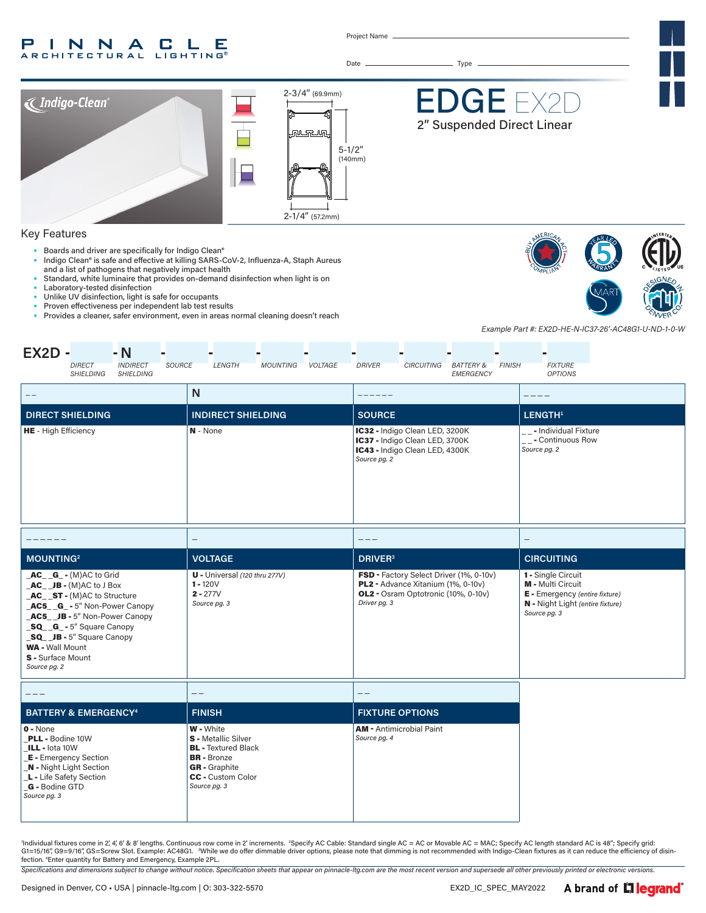# PINNACLE ARCHITECTURAL LIGHTING®

Project Name

Date Type

Indigo-Clean®

2-3/4" (69.9mm)

5-1/2" (140mm)

2-1/4" (57.2mm)

# EDGE EX2D

## 2" Suspended Direct Linear

## Key Features

- Boards and driver are specifically for Indigo Clean®
- Indigo Clean® is safe and effective at killing SARS-CoV-2, Influenza-A, Staph Aureus and a list of pathogens that negatively impact health
- Standard, white luminaire that provides on-demand disinfection when light is on
- Laboratory-tested disinfection
- Unlike UV disinfection, light is safe for occupants
- Proven effectiveness per independent lab test results
- Provides a cleaner, safer environment, even in areas normal cleaning doesn't reach

*Example Part #: EX2D-HE-N-IC37-26'-AC48G1-U-ND-1-0-W*

**EX2D -** ___ **- N** - ___ - ___ - ___ - ___ - ___ - ___ - ___ - ___ - ___

DIRECT SHIELDING | INDIRECT SHIELDING | SOURCE | LENGTH | MOUNTING | VOLTAGE | DRIVER | CIRCUITING | BATTERY & EMERGENCY | FINISH | FIXTURE OPTIONS

| _ _ | N | _ _ _ _ _ _ | _ _ _ _ |
|---|---|---|---|
| **DIRECT SHIELDING** | **INDIRECT SHIELDING** | **SOURCE** | **LENGTH**[1] |
| **HE** - High Efficiency | **N** - None | **IC32 -** Indigo Clean LED, 3200K<br>**IC37 -** Indigo Clean LED, 3700K<br>**IC43 -** Indigo Clean LED, 4300K<br>*Source pg. 2* | _ _ - Individual Fixture<br>_ _ - Continuous Row<br>*Source pg. 2* |

| _ _ _ _ _ _ | _ | _ _ _ | _ |
|---|---|---|---|
| **MOUNTING**[2] | **VOLTAGE** | **DRIVER**[3] | **CIRCUITING** |
| **_AC_ _G_ -** (M)AC to Grid<br>**_AC_ _JB -** (M)AC to J Box<br>**_AC_ _ST -** (M)AC to Structure<br>**_AC5_ _G_ -** 5" Non-Power Canopy<br>**_AC5_ _JB -** 5" Non-Power Canopy<br>**_SQ_ _G_ -** 5" Square Canopy<br>**_SQ_ _JB -** 5" Square Canopy<br>**WA -** Wall Mount<br>**S -** Surface Mount<br>*Source pg. 2* | **U -** Universal *(120 thru 277V)*<br>**1 -** 120V<br>**2 -** 277V<br>*Source pg. 3* | **FSD -** Factory Select Driver (1%, 0-10v)<br>**PL2 -** Advance Xitanium (1%, 0-10v)<br>**OL2 -** Osram Optotronic (10%, 0-10v)<br>*Driver pg. 3* | **1 -** Single Circuit<br>**M -** Multi Circuit<br>**E -** Emergency *(entire fixture)*<br>**N -** Night Light *(entire fixture)*<br>*Source pg. 3* |

| _ _ _ | _ _ | _ _ |
|---|---|---|
| **BATTERY & EMERGENCY**[4] | **FINISH** | **FIXTURE OPTIONS** |
| **0 -** None<br>**_PLL -** Bodine 10W<br>**_ILL -** Iota 10W<br>**_E -** Emergency Section<br>**_N -** Night Light Section<br>**_L -** Life Safety Section<br>**_G -** Bodine GTD<br>*Source pg. 3* | **W -** White<br>**S -** Metallic Silver<br>**BL -** Textured Black<br>**BR -** Bronze<br>**GR -** Graphite<br>**CC -** Custom Color<br>*Source pg. 3* | **AM -** Antimicrobial Paint<br>*Source pg. 4* |

[1]Individual fixtures come in 2', 4', 6' & 8' lengths. Continuous row come in 2' increments. [2]Specify AC Cable: Standard single AC = AC or Movable AC = MAC; Specify AC length standard AC is 48"; Specify grid: G1=15/16", G9=9/16", GS=Screw Slot. Example: AC48G1. [3]While we do offer dimmable driver options, please note that dimming is not recommended with Indigo-Clean fixtures as it can reduce the efficiency of disinfection. [4]Enter quantity for Battery and Emergency, Example 2PL.

*Specifications and dimensions subject to change without notice. Specification sheets that appear on pinnacle-ltg.com are the most recent version and supersede all other previously printed or electronic versions.*

Designed in Denver, CO • USA | pinnacle-ltg.com | O: 303-322-5570 EX2D_IC_SPEC_MAY2022 A brand of legrand®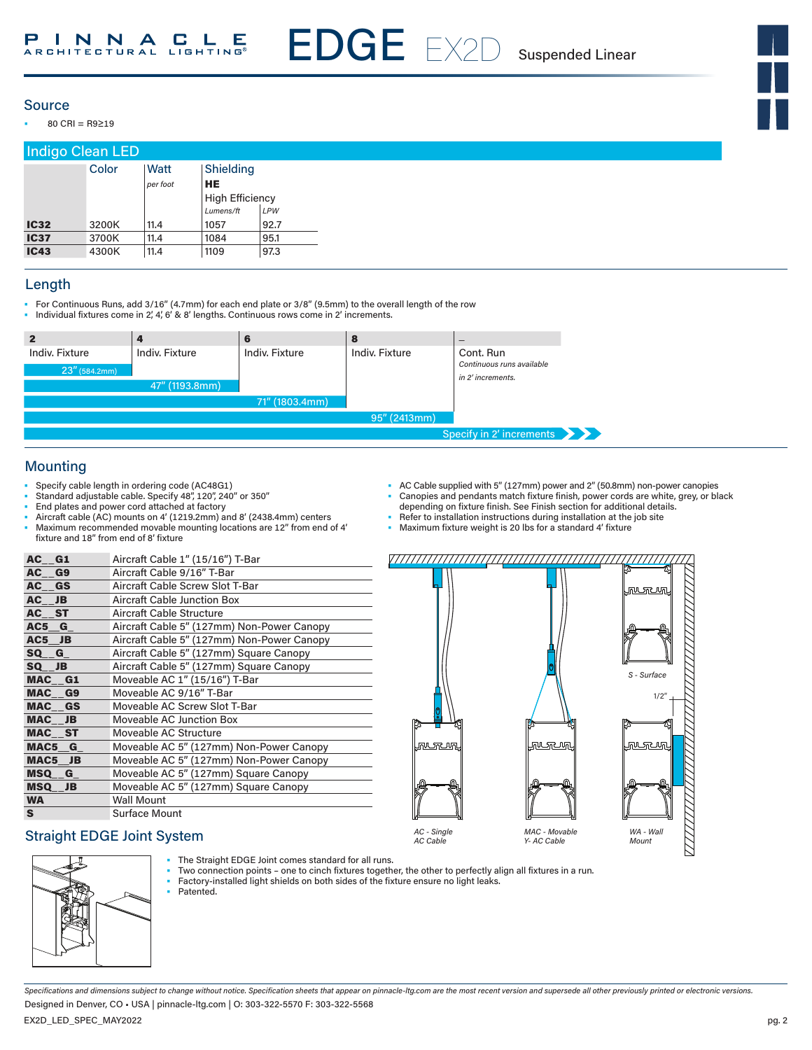# EDGE EX2D Suspended Linear

## Source

- 80 CRI = R9≥19

### Indigo Clean LED

| | Color | Watt | Shielding | |
|---|---|---|---|---|
| | | *per foot* | **HE** | |
| | | | High Efficiency | |
| | | | *Lumens/ft* | *LPW* |
| **IC32** | 3200K | 11.4 | 1057 | 92.7 |
| **IC37** | 3700K | 11.4 | 1084 | 95.1 |
| **IC43** | 4300K | 11.4 | 1109 | 97.3 |

## Length

- For Continuous Runs, add 3/16" (4.7mm) for each end plate or 3/8" (9.5mm) to the overall length of the row
- Individual fixtures come in 2', 4', 6' & 8' lengths. Continuous rows come in 2' increments.

| 2 | 4 | 6 | 8 | – |
|---|---|---|---|---|
| Indiv. Fixture | Indiv. Fixture | Indiv. Fixture | Indiv. Fixture | Cont. Run *Continuous runs available in 2' increments.* |
| 23" (584.2mm) | 47" (1193.8mm) | 71" (1803.4mm) | 95" (2413mm) | Specify in 2' increments |

## Mounting

- Specify cable length in ordering code (AC48G1)
- Standard adjustable cable. Specify 48", 120", 240" or 350"
- End plates and power cord attached at factory
- Aircraft cable (AC) mounts on 4' (1219.2mm) and 8' (2438.4mm) centers
- Maximum recommended movable mounting locations are 12" from end of 4' fixture and 18" from end of 8' fixture
- AC Cable supplied with 5" (127mm) power and 2" (50.8mm) non-power canopies
- Canopies and pendants match fixture finish, power cords are white, grey, or black depending on fixture finish. See Finish section for additional details.
- Refer to installation instructions during installation at the job site
- Maximum fixture weight is 20 lbs for a standard 4' fixture

| Code | Description |
|---|---|
| **AC__G1** | Aircraft Cable 1" (15/16") T-Bar |
| **AC__G9** | Aircraft Cable 9/16" T-Bar |
| **AC__GS** | Aircraft Cable Screw Slot T-Bar |
| **AC__JB** | Aircraft Cable Junction Box |
| **AC__ST** | Aircraft Cable Structure |
| **AC5__G_** | Aircraft Cable 5" (127mm) Non-Power Canopy |
| **AC5__JB** | Aircraft Cable 5" (127mm) Non-Power Canopy |
| **SQ__G_** | Aircraft Cable 5" (127mm) Square Canopy |
| **SQ__JB** | Aircraft Cable 5" (127mm) Square Canopy |
| **MAC__G1** | Moveable AC 1" (15/16") T-Bar |
| **MAC__G9** | Moveable AC 9/16" T-Bar |
| **MAC__GS** | Moveable AC Screw Slot T-Bar |
| **MAC__JB** | Moveable AC Junction Box |
| **MAC__ST** | Moveable AC Structure |
| **MAC5__G_** | Moveable AC 5" (127mm) Non-Power Canopy |
| **MAC5__JB** | Moveable AC 5" (127mm) Non-Power Canopy |
| **MSQ__G_** | Moveable AC 5" (127mm) Square Canopy |
| **MSQ__JB** | Moveable AC 5" (127mm) Square Canopy |
| **WA** | Wall Mount |
| **S** | Surface Mount |

*AC - Single AC Cable* · *MAC - Movable Y- AC Cable* · *WA - Wall Mount* · *S - Surface* · 1/2"

## Straight EDGE Joint System

- The Straight EDGE Joint comes standard for all runs.
- Two connection points – one to cinch fixtures together, the other to perfectly align all fixtures in a run.
- Factory-installed light shields on both sides of the fixture ensure no light leaks.
- Patented.

*Specifications and dimensions subject to change without notice. Specification sheets that appear on pinnacle-ltg.com are the most recent version and supersede all other previously printed or electronic versions.*

Designed in Denver, CO • USA | pinnacle-ltg.com | O: 303-322-5570 F: 303-322-5568

EX2D_LED_SPEC_MAY2022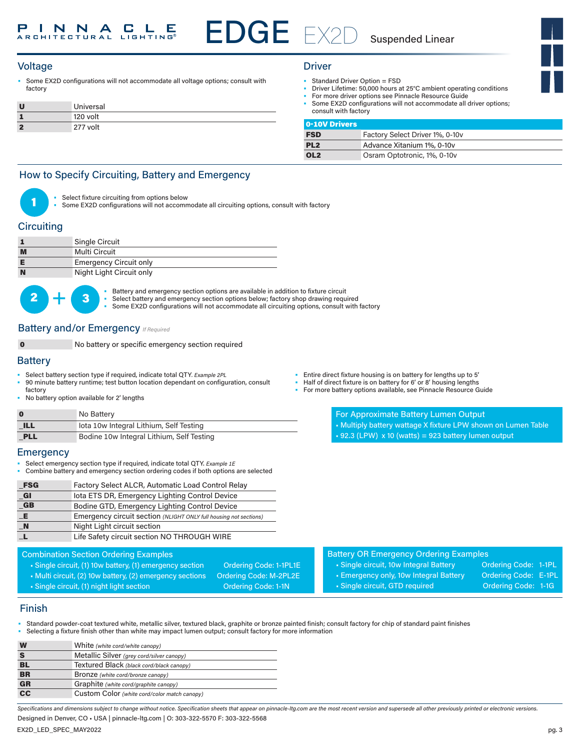# EDGE EX2D Suspended Linear

## Voltage

- Some EX2D configurations will not accommodate all voltage options; consult with factory

| | |
|---|---|
| **U** | Universal |
| **1** | 120 volt |
| **2** | 277 volt |

## Driver

- Standard Driver Option = FSD
- Driver Lifetime: 50,000 hours at 25°C ambient operating conditions
- For more driver options see Pinnacle Resource Guide
- Some EX2D configurations will not accommodate all driver options; consult with factory

| 0-10V Drivers | |
|---|---|
| **FSD** | Factory Select Driver 1%, 0-10v |
| **PL2** | Advance Xitanium 1%, 0-10v |
| **OL2** | Osram Optotronic, 1%, 0-10v |

## How to Specify Circuiting, Battery and Emergency

**1**

- Select fixture circuiting from options below
- Some EX2D configurations will not accommodate all circuiting options, consult with factory

### Circuiting

| | |
|---|---|
| **1** | Single Circuit |
| **M** | Multi Circuit |
| **E** | Emergency Circuit only |
| **N** | Night Light Circuit only |

**2 + 3**

- Battery and emergency section options are available in addition to fixture circuit
- Select battery and emergency section options below; factory shop drawing required
- Some EX2D configurations will not accommodate all circuiting options, consult with factory

### Battery and/or Emergency *If Required*

| | |
|---|---|
| **0** | No battery or specific emergency section required |

### Battery

- Select battery section type if required, indicate total QTY. *Example 2PL*
- 90 minute battery runtime; test button location dependant on configuration, consult factory
- No battery option available for 2' lengths
- Entire direct fixture housing is on battery for lengths up to 5'
- Half of direct fixture is on battery for 6' or 8' housing lengths
- For more battery options available, see Pinnacle Resource Guide

| | |
|---|---|
| **0** | No Battery |
| **_ILL** | Iota 10w Integral Lithium, Self Testing |
| **_PLL** | Bodine 10w Integral Lithium, Self Testing |

**For Approximate Battery Lumen Output**

- Multiply battery wattage X fixture LPW shown on Lumen Table
- 92.3 (LPW) x 10 (watts) = 923 battery lumen output

### Emergency

- Select emergency section type if required, indicate total QTY. *Example 1E*
- Combine battery and emergency section ordering codes if both options are selected

| | |
|---|---|
| **_FSG** | Factory Select ALCR, Automatic Load Control Relay |
| **_GI** | Iota ETS DR, Emergency Lighting Control Device |
| **_GB** | Bodine GTD, Emergency Lighting Control Device |
| **_E** | Emergency circuit section *(NLIGHT ONLY full housing not sections)* |
| **_N** | Night Light circuit section |
| **_L** | Life Safety circuit section NO THROUGH WIRE |

**Combination Section Ordering Examples**

| Example | Ordering Code |
|---|---|
| Single circuit, (1) 10w battery, (1) emergency section | Ordering Code: 1-1PL1E |
| Multi circuit, (2) 10w battery, (2) emergency sections | Ordering Code: M-2PL2E |
| Single circuit, (1) night light section | Ordering Code: 1-1N |

**Battery OR Emergency Ordering Examples**

| Example | Ordering Code |
|---|---|
| Single circuit, 10w Integral Battery | Ordering Code: 1-1PL |
| Emergency only, 10w Integral Battery | Ordering Code: E-1PL |
| Single circuit, GTD required | Ordering Code: 1-1G |

## Finish

- Standard powder-coat textured white, metallic silver, textured black, graphite or bronze painted finish; consult factory for chip of standard paint finishes
- Selecting a fixture finish other than white may impact lumen output; consult factory for more information

| | |
|---|---|
| **W** | White *(white cord/white canopy)* |
| **S** | Metallic Silver *(grey cord/silver canopy)* |
| **BL** | Textured Black *(black cord/black canopy)* |
| **BR** | Bronze *(white cord/bronze canopy)* |
| **GR** | Graphite *(white cord/graphite canopy)* |
| **CC** | Custom Color *(white cord/color match canopy)* |

*Specifications and dimensions subject to change without notice. Specification sheets that appear on pinnacle-ltg.com are the most recent version and supersede all other previously printed or electronic versions.*

Designed in Denver, CO • USA | pinnacle-ltg.com | O: 303-322-5570 F: 303-322-5568

EX2D_LED_SPEC_MAY2022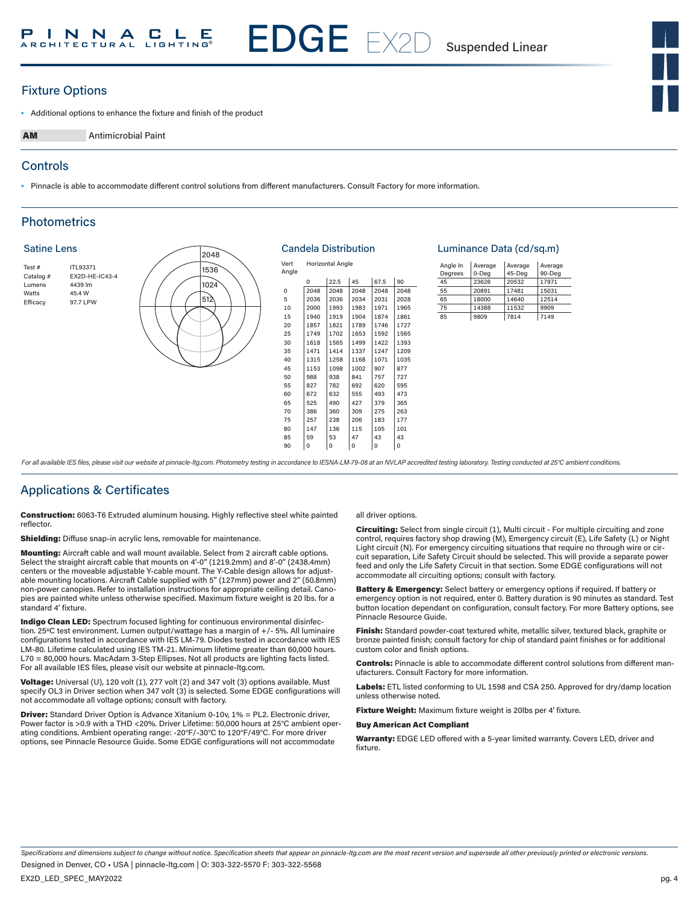# EDGE EX2D Suspended Linear

## Fixture Options

- Additional options to enhance the fixture and finish of the product

| | |
|---|---|
| **AM** | Antimicrobial Paint |

## Controls

- Pinnacle is able to accommodate different control solutions from different manufacturers. Consult Factory for more information.

## Photometrics

### Satine Lens

| | |
|---|---|
| Test # | ITL93371 |
| Catalog # | EX2D-HE-IC43-4 |
| Lumens | 4439 lm |
| Watts | 45.4 W |
| Efficacy | 97.7 LPW |

2048
1536
1024
512

### Candela Distribution

| Vert Angle | Horizontal Angle 0 | 22.5 | 45 | 67.5 | 90 |
|---|---|---|---|---|---|
| 0 | 2048 | 2048 | 2048 | 2048 | 2048 |
| 5 | 2036 | 2036 | 2034 | 2031 | 2028 |
| 10 | 2000 | 1993 | 1983 | 1971 | 1965 |
| 15 | 1940 | 1919 | 1904 | 1874 | 1861 |
| 20 | 1857 | 1821 | 1789 | 1746 | 1727 |
| 25 | 1749 | 1702 | 1653 | 1592 | 1565 |
| 30 | 1618 | 1565 | 1499 | 1422 | 1393 |
| 35 | 1471 | 1414 | 1337 | 1247 | 1209 |
| 40 | 1315 | 1258 | 1168 | 1071 | 1035 |
| 45 | 1153 | 1098 | 1002 | 907 | 877 |
| 50 | 988 | 938 | 841 | 757 | 727 |
| 55 | 827 | 782 | 692 | 620 | 595 |
| 60 | 672 | 632 | 555 | 493 | 473 |
| 65 | 525 | 490 | 427 | 379 | 365 |
| 70 | 386 | 360 | 309 | 275 | 263 |
| 75 | 257 | 238 | 206 | 183 | 177 |
| 80 | 147 | 136 | 115 | 105 | 101 |
| 85 | 59 | 53 | 47 | 43 | 43 |
| 90 | 0 | 0 | 0 | 0 | 0 |

### Luminance Data (cd/sq.m)

| Angle In Degrees | Average 0-Deg | Average 45-Deg | Average 90-Deg |
|---|---|---|---|
| 45 | 23626 | 20532 | 17971 |
| 55 | 20891 | 17481 | 15031 |
| 65 | 18000 | 14640 | 12514 |
| 75 | 14388 | 11532 | 9909 |
| 85 | 9809 | 7814 | 7149 |

*For all available IES files, please visit our website at pinnacle-ltg.com. Photometry testing in accordance to IESNA-LM-79-08 at an NVLAP accredited testing laboratory. Testing conducted at 25°C ambient conditions.*

## Applications & Certificates

**Construction:** 6063-T6 Extruded aluminum housing. Highly reflective steel white painted reflector.

**Shielding:** Diffuse snap-in acrylic lens, removable for maintenance.

**Mounting:** Aircraft cable and wall mount available. Select from 2 aircraft cable options. Select the straight aircraft cable that mounts on 4'-0" (1219.2mm) and 8'-0" (2438.4mm) centers or the moveable adjustable Y-cable mount. The Y-Cable design allows for adjustable mounting locations. Aircraft Cable supplied with 5" (127mm) power and 2" (50.8mm) non-power canopies. Refer to installation instructions for appropriate ceiling detail. Canopies are painted white unless otherwise specified. Maximum fixture weight is 20 lbs. for a standard 4' fixture.

**Indigo Clean LED:** Spectrum focused lighting for continuous environmental disinfection. 25ºC test environment. Lumen output/wattage has a margin of +/- 5%. All luminaire configurations tested in accordance with IES LM-79. Diodes tested in accordance with IES LM-80. Lifetime calculated using IES TM-21. Minimum lifetime greater than 60,000 hours. L70 = 80,000 hours. MacAdam 3-Step Ellipses. Not all products are lighting facts listed. For all available IES files, please visit our website at pinnacle-ltg.com.

**Voltage:** Universal (U), 120 volt (1), 277 volt (2) and 347 volt (3) options available. Must specify OL3 in Driver section when 347 volt (3) is selected. Some EDGE configurations will not accommodate all voltage options; consult with factory.

**Driver:** Standard Driver Option is Advance Xitanium 0-10v, 1% = PL2. Electronic driver, Power factor is >0.9 with a THD <20%. Driver Lifetime: 50,000 hours at 25°C ambient operating conditions. Ambient operating range: -20°F/-30°C to 120°F/49°C. For more driver options, see Pinnacle Resource Guide. Some EDGE configurations will not accommodate all driver options.

**Circuiting:** Select from single circuit (1), Multi circuit - For multiple circuiting and zone control, requires factory shop drawing (M), Emergency circuit (E), Life Safety (L) or Night Light circuit (N). For emergency circuiting situations that require no through wire or circuit separation, Life Safety Circuit should be selected. This will provide a separate power feed and only the Life Safety Circuit in that section. Some EDGE configurations will not accommodate all circuiting options; consult with factory.

**Battery & Emergency:** Select battery or emergency options if required. If battery or emergency option is not required, enter 0. Battery duration is 90 minutes as standard. Test button location dependant on configuration, consult factory. For more Battery options, see Pinnacle Resource Guide.

**Finish:** Standard powder-coat textured white, metallic silver, textured black, graphite or bronze painted finish; consult factory for chip of standard paint finishes or for additional custom color and finish options.

**Controls:** Pinnacle is able to accommodate different control solutions from different manufacturers. Consult Factory for more information.

**Labels:** ETL listed conforming to UL 1598 and CSA 250. Approved for dry/damp location unless otherwise noted.

**Fixture Weight:** Maximum fixture weight is 20lbs per 4' fixture.

**Buy American Act Compliant**

**Warranty:** EDGE LED offered with a 5-year limited warranty. Covers LED, driver and fixture.

*Specifications and dimensions subject to change without notice. Specification sheets that appear on pinnacle-ltg.com are the most recent version and supersede all other previously printed or electronic versions.*

Designed in Denver, CO • USA | pinnacle-ltg.com | O: 303-322-5570 F: 303-322-5568

EX2D_LED_SPEC_MAY2022